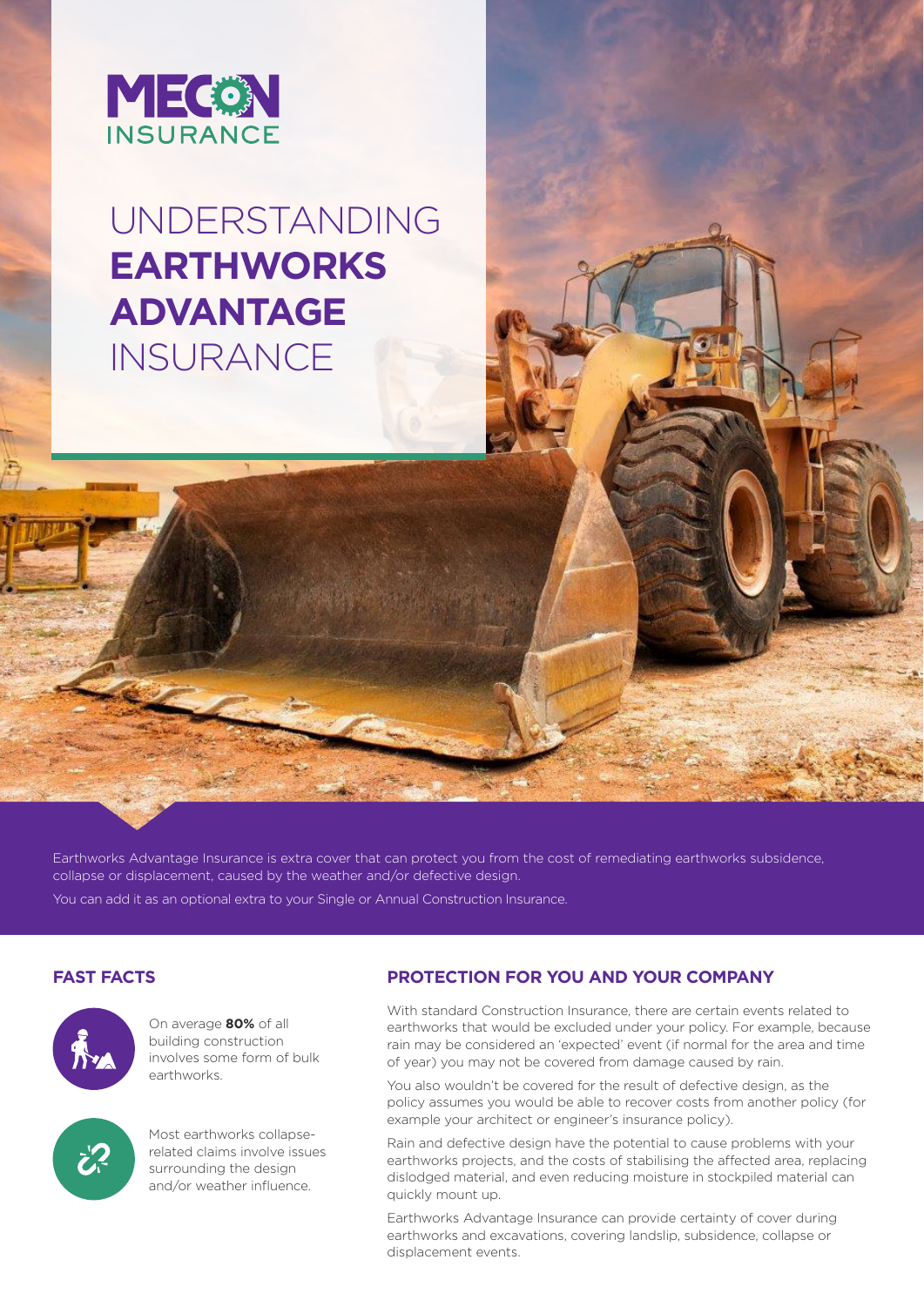MECON INSURANCE

# UNDERSTANDING **EARTHWORKS ADVANTAGE** INSURANCE

Earthworks Advantage Insurance is extra cover that can protect you from the cost of remediating earthworks subsidence, collapse or displacement, caused by the weather and/or defective design.

You can add it as an optional extra to your Single or Annual Construction Insurance.

## FAST FACTS

On average **80%** of all building construction involves some form of bulk earthworks.

Most earthworks collapse-related claims involve issues surrounding the design and/or weather influence.

## PROTECTION FOR YOU AND YOUR COMPANY

With standard Construction Insurance, there are certain events related to earthworks that would be excluded under your policy. For example, because rain may be considered an 'expected' event (if normal for the area and time of year) you may not be covered from damage caused by rain.

You also wouldn't be covered for the result of defective design, as the policy assumes you would be able to recover costs from another policy (for example your architect or engineer's insurance policy).

Rain and defective design have the potential to cause problems with your earthworks projects, and the costs of stabilising the affected area, replacing dislodged material, and even reducing moisture in stockpiled material can quickly mount up.

Earthworks Advantage Insurance can provide certainty of cover during earthworks and excavations, covering landslip, subsidence, collapse or displacement events.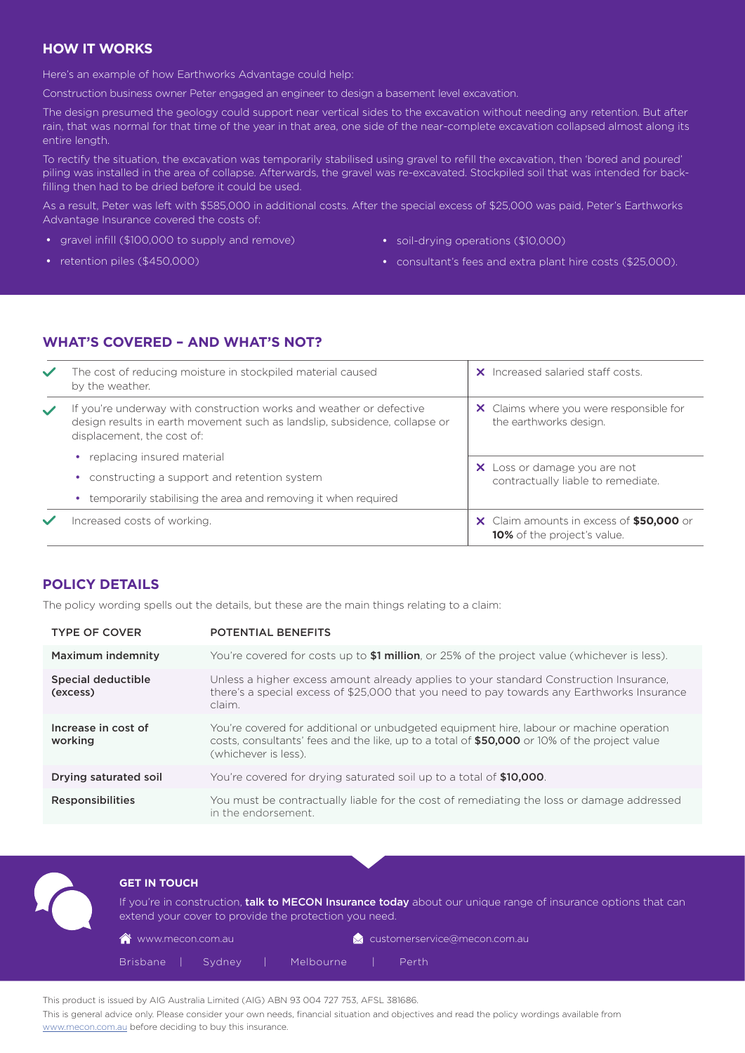## HOW IT WORKS

Here's an example of how Earthworks Advantage could help:

Construction business owner Peter engaged an engineer to design a basement level excavation.

The design presumed the geology could support near vertical sides to the excavation without needing any retention. But after rain, that was normal for that time of the year in that area, one side of the near-complete excavation collapsed almost along its entire length.

To rectify the situation, the excavation was temporarily stabilised using gravel to refill the excavation, then 'bored and poured' piling was installed in the area of collapse. Afterwards, the gravel was re-excavated. Stockpiled soil that was intended for back-filling then had to be dried before it could be used.

As a result, Peter was left with $585,000 in additional costs. After the special excess of $25,000 was paid, Peter's Earthworks Advantage Insurance covered the costs of:

- gravel infill ($100,000 to supply and remove)
- retention piles ($450,000)
- soil-drying operations ($10,000)
- consultant's fees and extra plant hire costs ($25,000).

## WHAT'S COVERED – AND WHAT'S NOT?

| Covered | Not covered |
|---|---|
| ✓ The cost of reducing moisture in stockpiled material caused by the weather. | ✗ Increased salaried staff costs. |
| ✓ If you're underway with construction works and weather or defective design results in earth movement such as landslip, subsidence, collapse or displacement, the cost of: • replacing insured material • constructing a support and retention system • temporarily stabilising the area and removing it when required | ✗ Claims where you were responsible for the earthworks design. ✗ Loss or damage you are not contractually liable to remediate. |
| ✓ Increased costs of working. | ✗ Claim amounts in excess of **$50,000** or **10%** of the project's value. |

## POLICY DETAILS

The policy wording spells out the details, but these are the main things relating to a claim:

| TYPE OF COVER | POTENTIAL BENEFITS |
|---|---|
| **Maximum indemnity** | You're covered for costs up to **$1 million**, or 25% of the project value (whichever is less). |
| **Special deductible (excess)** | Unless a higher excess amount already applies to your standard Construction Insurance, there's a special excess of $25,000 that you need to pay towards any Earthworks Insurance claim. |
| **Increase in cost of working** | You're covered for additional or unbudgeted equipment hire, labour or machine operation costs, consultants' fees and the like, up to a total of **$50,000** or 10% of the project value (whichever is less). |
| **Drying saturated soil** | You're covered for drying saturated soil up to a total of **$10,000**. |
| **Responsibilities** | You must be contractually liable for the cost of remediating the loss or damage addressed in the endorsement. |

### GET IN TOUCH

If you're in construction, **talk to MECON Insurance today** about our unique range of insurance options that can extend your cover to provide the protection you need.

www.mecon.com.au

customerservice@mecon.com.au

Brisbane | Sydney | Melbourne | Perth

This product is issued by AIG Australia Limited (AIG) ABN 93 004 727 753, AFSL 381686.

This is general advice only. Please consider your own needs, financial situation and objectives and read the policy wordings available from www.mecon.com.au before deciding to buy this insurance.